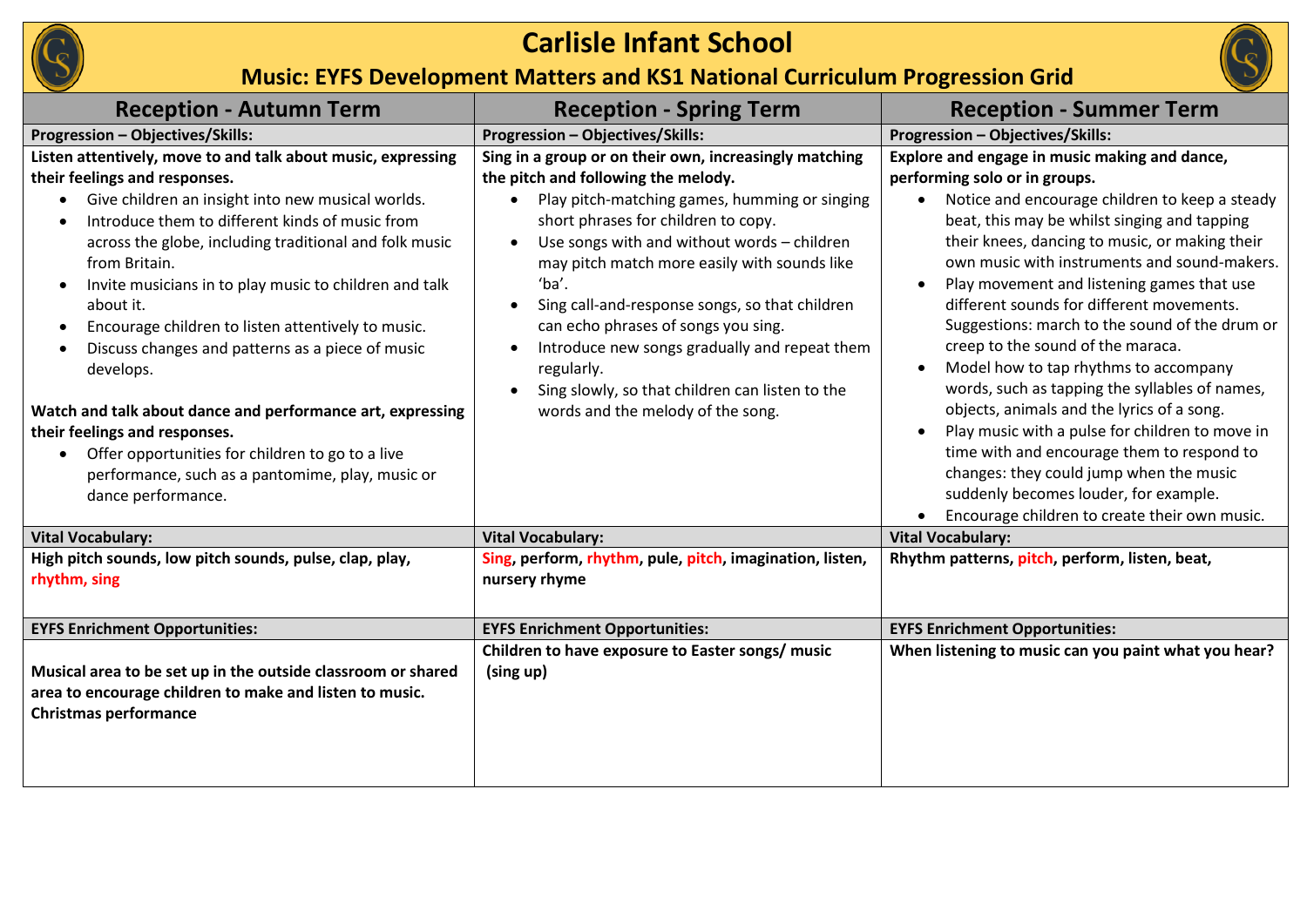# Carlisle Infant School

## Music: EYFS Development Matters and KS1 National Curriculum Progression Grid

| Reception - Autumn Term | Reception - Spring Term | Reception - Summer Term |
|---|---|---|
| **Progression – Objectives/Skills:** | **Progression – Objectives/Skills:** | **Progression – Objectives/Skills:** |
| **Listen attentively, move to and talk about music, expressing their feelings and responses.**<br>• Give children an insight into new musical worlds.<br>• Introduce them to different kinds of music from across the globe, including traditional and folk music from Britain.<br>• Invite musicians in to play music to children and talk about it.<br>• Encourage children to listen attentively to music.<br>• Discuss changes and patterns as a piece of music develops.<br><br>**Watch and talk about dance and performance art, expressing their feelings and responses.**<br>• Offer opportunities for children to go to a live performance, such as a pantomime, play, music or dance performance. | **Sing in a group or on their own, increasingly matching the pitch and following the melody.**<br>• Play pitch-matching games, humming or singing short phrases for children to copy.<br>• Use songs with and without words – children may pitch match more easily with sounds like 'ba'.<br>• Sing call-and-response songs, so that children can echo phrases of songs you sing.<br>• Introduce new songs gradually and repeat them regularly.<br>• Sing slowly, so that children can listen to the words and the melody of the song. | **Explore and engage in music making and dance, performing solo or in groups.**<br>• Notice and encourage children to keep a steady beat, this may be whilst singing and tapping their knees, dancing to music, or making their own music with instruments and sound-makers.<br>• Play movement and listening games that use different sounds for different movements. Suggestions: march to the sound of the drum or creep to the sound of the maraca.<br>• Model how to tap rhythms to accompany words, such as tapping the syllables of names, objects, animals and the lyrics of a song.<br>• Play music with a pulse for children to move in time with and encourage them to respond to changes: they could jump when the music suddenly becomes louder, for example.<br>• Encourage children to create their own music. |
| **Vital Vocabulary:** | **Vital Vocabulary:** | **Vital Vocabulary:** |
| **High pitch sounds, low pitch sounds, pulse, clap, play, rhythm, sing** | **Sing, perform, rhythm, pule, pitch, imagination, listen, nursery rhyme** | **Rhythm patterns, pitch, perform, listen, beat,** |
| **EYFS Enrichment Opportunities:** | **EYFS Enrichment Opportunities:** | **EYFS Enrichment Opportunities:** |
| **Musical area to be set up in the outside classroom or shared area to encourage children to make and listen to music.**<br>**Christmas performance** | **Children to have exposure to Easter songs/ music (sing up)** | **When listening to music can you paint what you hear?** |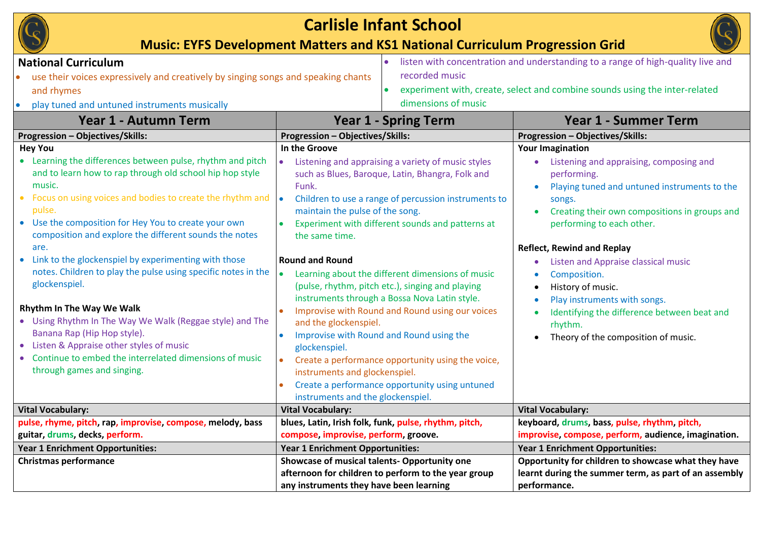# Carlisle Infant School

## Music: EYFS Development Matters and KS1 National Curriculum Progression Grid

**National Curriculum**

- use their voices expressively and creatively by singing songs and speaking chants and rhymes
- play tuned and untuned instruments musically
- listen with concentration and understanding to a range of high-quality live and recorded music
- experiment with, create, select and combine sounds using the inter-related dimensions of music

| Year 1 - Autumn Term | Year 1 - Spring Term | Year 1 - Summer Term |
|---|---|---|
| **Progression – Objectives/Skills:** | **Progression – Objectives/Skills:** | **Progression – Objectives/Skills:** |
| **Hey You**<br>• Learning the differences between pulse, rhythm and pitch and to learn how to rap through old school hip hop style music.<br>• Focus on using voices and bodies to create the rhythm and pulse.<br>• Use the composition for Hey You to create your own composition and explore the different sounds the notes are.<br>• Link to the glockenspiel by experimenting with those notes. Children to play the pulse using specific notes in the glockenspiel.<br><br>**Rhythm In The Way We Walk**<br>• Using Rhythm In The Way We Walk (Reggae style) and The Banana Rap (Hip Hop style).<br>• Listen & Appraise other styles of music<br>• Continue to embed the interrelated dimensions of music through games and singing. | **In the Groove**<br>• Listening and appraising a variety of music styles such as Blues, Baroque, Latin, Bhangra, Folk and Funk.<br>• Children to use a range of percussion instruments to maintain the pulse of the song.<br>• Experiment with different sounds and patterns at the same time.<br><br>**Round and Round**<br>• Learning about the different dimensions of music (pulse, rhythm, pitch etc.), singing and playing instruments through a Bossa Nova Latin style.<br>• Improvise with Round and Round using our voices and the glockenspiel.<br>• Improvise with Round and Round using the glockenspiel.<br>• Create a performance opportunity using the voice, instruments and glockenspiel.<br>• Create a performance opportunity using untuned instruments and the glockenspiel. | **Your Imagination**<br>• Listening and appraising, composing and performing.<br>• Playing tuned and untuned instruments to the songs.<br>• Creating their own compositions in groups and performing to each other.<br><br>**Reflect, Rewind and Replay**<br>• Listen and Appraise classical music<br>• Composition.<br>• History of music.<br>• Play instruments with songs.<br>• Identifying the difference between beat and rhythm.<br>• Theory of the composition of music. |
| **Vital Vocabulary:** | **Vital Vocabulary:** | **Vital Vocabulary:** |
| **pulse, rhyme, pitch, rap, improvise, compose, melody, bass guitar, drums, decks, perform.** | **blues, Latin, Irish folk, funk, pulse, rhythm, pitch, compose, improvise, perform, groove.** | **keyboard, drums, bass, pulse, rhythm, pitch, improvise, compose, perform, audience, imagination.** |
| **Year 1 Enrichment Opportunities:** | **Year 1 Enrichment Opportunities:** | **Year 1 Enrichment Opportunities:** |
| **Christmas performance** | **Showcase of musical talents- Opportunity one afternoon for children to perform to the year group any instruments they have been learning** | **Opportunity for children to showcase what they have learnt during the summer term, as part of an assembly performance.** |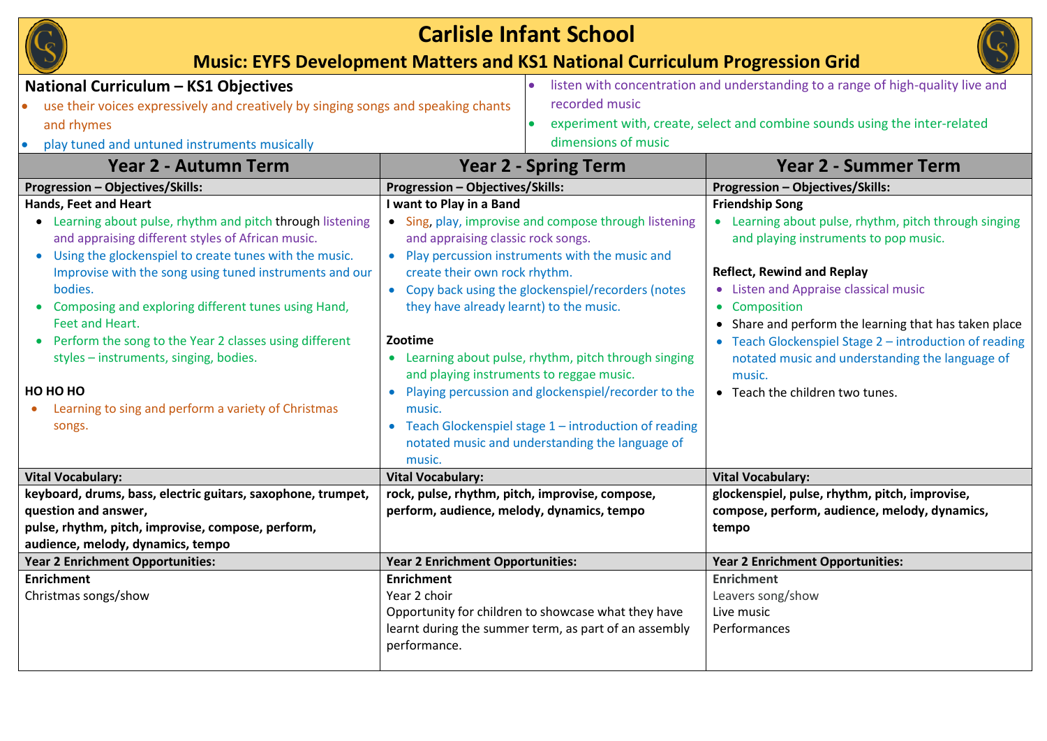# Carlisle Infant School

## Music: EYFS Development Matters and KS1 National Curriculum Progression Grid

**National Curriculum – KS1 Objectives**

- use their voices expressively and creatively by singing songs and speaking chants and rhymes
- play tuned and untuned instruments musically
- listen with concentration and understanding to a range of high-quality live and recorded music
- experiment with, create, select and combine sounds using the inter-related dimensions of music

| Year 2 - Autumn Term | Year 2 - Spring Term | Year 2 - Summer Term |
|---|---|---|
| **Progression – Objectives/Skills:** | **Progression – Objectives/Skills:** | **Progression – Objectives/Skills:** |
| **Hands, Feet and Heart**<br>• Learning about pulse, rhythm and pitch through listening and appraising different styles of African music.<br>• Using the glockenspiel to create tunes with the music. Improvise with the song using tuned instruments and our bodies.<br>• Composing and exploring different tunes using Hand, Feet and Heart.<br>• Perform the song to the Year 2 classes using different styles – instruments, singing, bodies.<br><br>**HO HO HO**<br>• Learning to sing and perform a variety of Christmas songs. | **I want to Play in a Band**<br>• Sing, play, improvise and compose through listening and appraising classic rock songs.<br>• Play percussion instruments with the music and create their own rock rhythm.<br>• Copy back using the glockenspiel/recorders (notes they have already learnt) to the music.<br><br>**Zootime**<br>• Learning about pulse, rhythm, pitch through singing and playing instruments to reggae music.<br>• Playing percussion and glockenspiel/recorder to the music.<br>• Teach Glockenspiel stage 1 – introduction of reading notated music and understanding the language of music. | **Friendship Song**<br>• Learning about pulse, rhythm, pitch through singing and playing instruments to pop music.<br><br>**Reflect, Rewind and Replay**<br>• Listen and Appraise classical music<br>• Composition<br>• Share and perform the learning that has taken place<br>• Teach Glockenspiel Stage 2 – introduction of reading notated music and understanding the language of music.<br>• Teach the children two tunes. |
| **Vital Vocabulary:** | **Vital Vocabulary:** | **Vital Vocabulary:** |
| **keyboard, drums, bass, electric guitars, saxophone, trumpet, question and answer,<br>pulse, rhythm, pitch, improvise, compose, perform, audience, melody, dynamics, tempo** | **rock, pulse, rhythm, pitch, improvise, compose, perform, audience, melody, dynamics, tempo** | **glockenspiel, pulse, rhythm, pitch, improvise, compose, perform, audience, melody, dynamics, tempo** |
| **Year 2 Enrichment Opportunities:** | **Year 2 Enrichment Opportunities:** | **Year 2 Enrichment Opportunities:** |
| **Enrichment**<br>Christmas songs/show | **Enrichment**<br>Year 2 choir<br>Opportunity for children to showcase what they have learnt during the summer term, as part of an assembly performance. | **Enrichment**<br>Leavers song/show<br>Live music<br>Performances |